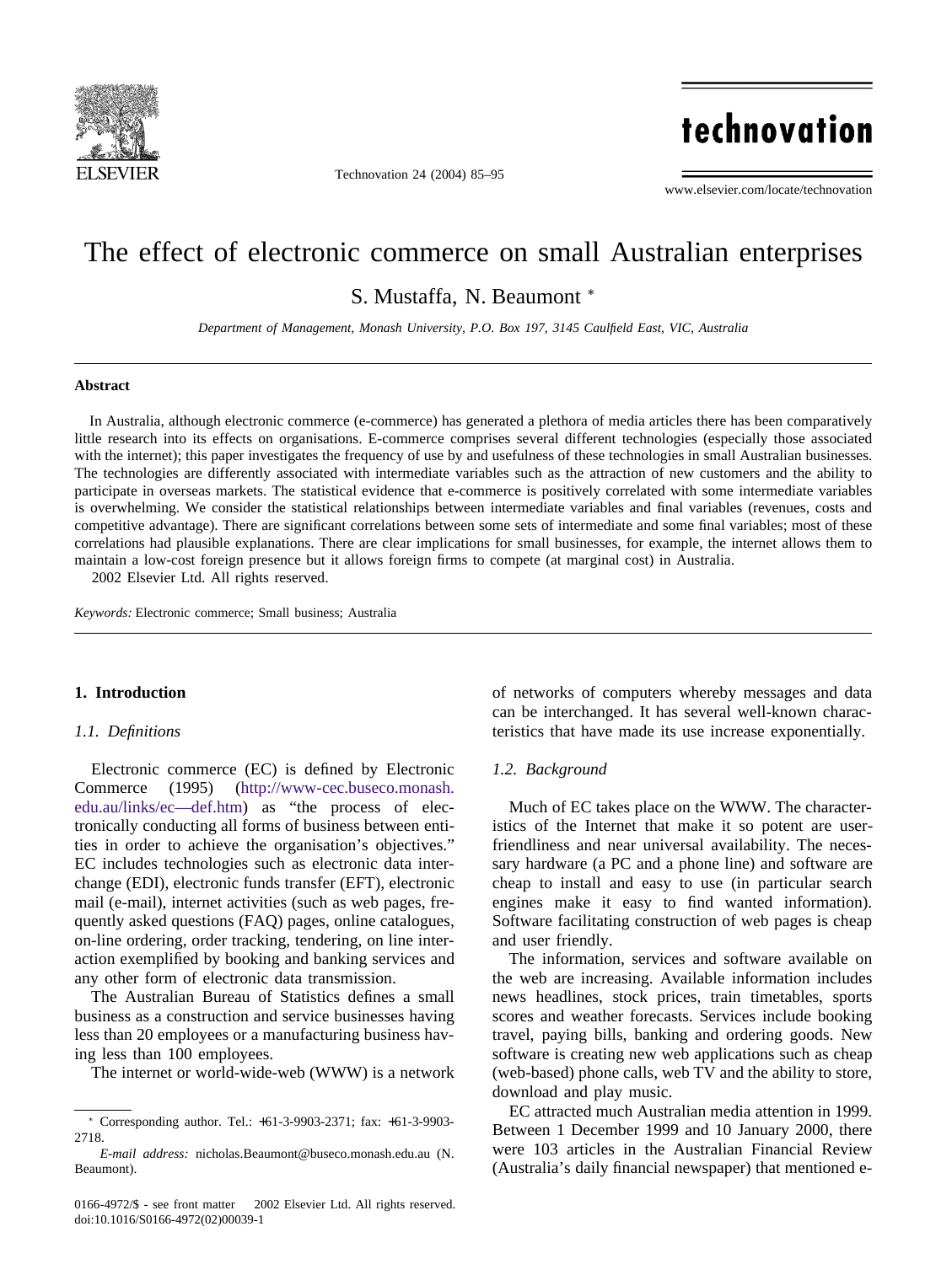# The effect of electronic commerce on small Australian enterprises

S. Mustaffa, N. Beaumont *

*Department of Management, Monash University, P.O. Box 197, 3145 Caulfield East, VIC, Australia*

---

**Abstract**

In Australia, although electronic commerce (e-commerce) has generated a plethora of media articles there has been comparatively little research into its effects on organisations. E-commerce comprises several different technologies (especially those associated with the internet); this paper investigates the frequency of use by and usefulness of these technologies in small Australian businesses. The technologies are differently associated with intermediate variables such as the attraction of new customers and the ability to participate in overseas markets. The statistical evidence that e-commerce is positively correlated with some intermediate variables is overwhelming. We consider the statistical relationships between intermediate variables and final variables (revenues, costs and competitive advantage). There are significant correlations between some sets of intermediate and some final variables; most of these correlations had plausible explanations. There are clear implications for small businesses, for example, the internet allows them to maintain a low-cost foreign presence but it allows foreign firms to compete (at marginal cost) in Australia.

2002 Elsevier Ltd. All rights reserved.

*Keywords:* Electronic commerce; Small business; Australia

---

## 1. Introduction

### *1.1. Definitions*

Electronic commerce (EC) is defined by Electronic Commerce (1995) (http://www-cec.buseco.monash.edu.au/links/ec—def.htm) as "the process of electronically conducting all forms of business between entities in order to achieve the organisation's objectives." EC includes technologies such as electronic data interchange (EDI), electronic funds transfer (EFT), electronic mail (e-mail), internet activities (such as web pages, frequently asked questions (FAQ) pages, online catalogues, on-line ordering, order tracking, tendering, on line interaction exemplified by booking and banking services and any other form of electronic data transmission.

The Australian Bureau of Statistics defines a small business as a construction and service businesses having less than 20 employees or a manufacturing business having less than 100 employees.

The internet or world-wide-web (WWW) is a network of networks of computers whereby messages and data can be interchanged. It has several well-known characteristics that have made its use increase exponentially.

### *1.2. Background*

Much of EC takes place on the WWW. The characteristics of the Internet that make it so potent are user-friendliness and near universal availability. The necessary hardware (a PC and a phone line) and software are cheap to install and easy to use (in particular search engines make it easy to find wanted information). Software facilitating construction of web pages is cheap and user friendly.

The information, services and software available on the web are increasing. Available information includes news headlines, stock prices, train timetables, sports scores and weather forecasts. Services include booking travel, paying bills, banking and ordering goods. New software is creating new web applications such as cheap (web-based) phone calls, web TV and the ability to store, download and play music.

EC attracted much Australian media attention in 1999. Between 1 December 1999 and 10 January 2000, there were 103 articles in the Australian Financial Review (Australia's daily financial newspaper) that mentioned e-

---

* Corresponding author. Tel.: +61-3-9903-2371; fax: +61-3-9903-2718.

*E-mail address:* nicholas.Beaumont@buseco.monash.edu.au (N. Beaumont).

0166-4972/$ - see front matter 2002 Elsevier Ltd. All rights reserved.
doi:10.1016/S0166-4972(02)00039-1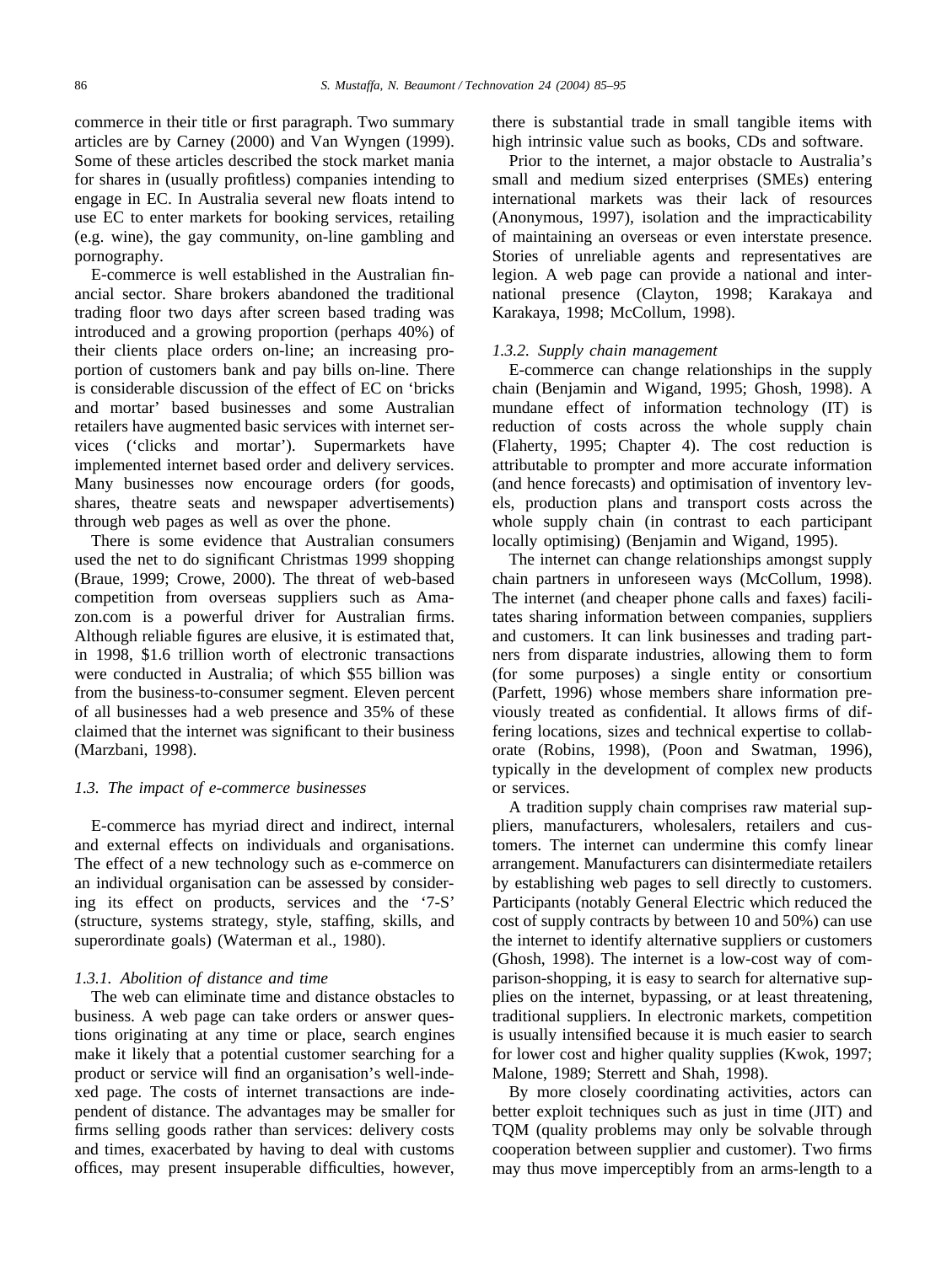commerce in their title or first paragraph. Two summary articles are by Carney (2000) and Van Wyngen (1999). Some of these articles described the stock market mania for shares in (usually profitless) companies intending to engage in EC. In Australia several new floats intend to use EC to enter markets for booking services, retailing (e.g. wine), the gay community, on-line gambling and pornography.

E-commerce is well established in the Australian financial sector. Share brokers abandoned the traditional trading floor two days after screen based trading was introduced and a growing proportion (perhaps 40%) of their clients place orders on-line; an increasing proportion of customers bank and pay bills on-line. There is considerable discussion of the effect of EC on 'bricks and mortar' based businesses and some Australian retailers have augmented basic services with internet services ('clicks and mortar'). Supermarkets have implemented internet based order and delivery services. Many businesses now encourage orders (for goods, shares, theatre seats and newspaper advertisements) through web pages as well as over the phone.

There is some evidence that Australian consumers used the net to do significant Christmas 1999 shopping (Braue, 1999; Crowe, 2000). The threat of web-based competition from overseas suppliers such as Amazon.com is a powerful driver for Australian firms. Although reliable figures are elusive, it is estimated that, in 1998, \$1.6 trillion worth of electronic transactions were conducted in Australia; of which \$55 billion was from the business-to-consumer segment. Eleven percent of all businesses had a web presence and 35% of these claimed that the internet was significant to their business (Marzbani, 1998).

### 1.3. The impact of e-commerce businesses

E-commerce has myriad direct and indirect, internal and external effects on individuals and organisations. The effect of a new technology such as e-commerce on an individual organisation can be assessed by considering its effect on products, services and the '7-S' (structure, systems strategy, style, staffing, skills, and superordinate goals) (Waterman et al., 1980).

#### 1.3.1. Abolition of distance and time

The web can eliminate time and distance obstacles to business. A web page can take orders or answer questions originating at any time or place, search engines make it likely that a potential customer searching for a product or service will find an organisation's well-indexed page. The costs of internet transactions are independent of distance. The advantages may be smaller for firms selling goods rather than services: delivery costs and times, exacerbated by having to deal with customs offices, may present insuperable difficulties, however, there is substantial trade in small tangible items with high intrinsic value such as books, CDs and software.

Prior to the internet, a major obstacle to Australia's small and medium sized enterprises (SMEs) entering international markets was their lack of resources (Anonymous, 1997), isolation and the impracticability of maintaining an overseas or even interstate presence. Stories of unreliable agents and representatives are legion. A web page can provide a national and international presence (Clayton, 1998; Karakaya and Karakaya, 1998; McCollum, 1998).

#### 1.3.2. Supply chain management

E-commerce can change relationships in the supply chain (Benjamin and Wigand, 1995; Ghosh, 1998). A mundane effect of information technology (IT) is reduction of costs across the whole supply chain (Flaherty, 1995; Chapter 4). The cost reduction is attributable to prompter and more accurate information (and hence forecasts) and optimisation of inventory levels, production plans and transport costs across the whole supply chain (in contrast to each participant locally optimising) (Benjamin and Wigand, 1995).

The internet can change relationships amongst supply chain partners in unforeseen ways (McCollum, 1998). The internet (and cheaper phone calls and faxes) facilitates sharing information between companies, suppliers and customers. It can link businesses and trading partners from disparate industries, allowing them to form (for some purposes) a single entity or consortium (Parfett, 1996) whose members share information previously treated as confidential. It allows firms of differing locations, sizes and technical expertise to collaborate (Robins, 1998), (Poon and Swatman, 1996), typically in the development of complex new products or services.

A tradition supply chain comprises raw material suppliers, manufacturers, wholesalers, retailers and customers. The internet can undermine this comfy linear arrangement. Manufacturers can disintermediate retailers by establishing web pages to sell directly to customers. Participants (notably General Electric which reduced the cost of supply contracts by between 10 and 50%) can use the internet to identify alternative suppliers or customers (Ghosh, 1998). The internet is a low-cost way of comparison-shopping, it is easy to search for alternative supplies on the internet, bypassing, or at least threatening, traditional suppliers. In electronic markets, competition is usually intensified because it is much easier to search for lower cost and higher quality supplies (Kwok, 1997; Malone, 1989; Sterrett and Shah, 1998).

By more closely coordinating activities, actors can better exploit techniques such as just in time (JIT) and TQM (quality problems may only be solvable through cooperation between supplier and customer). Two firms may thus move imperceptibly from an arms-length to a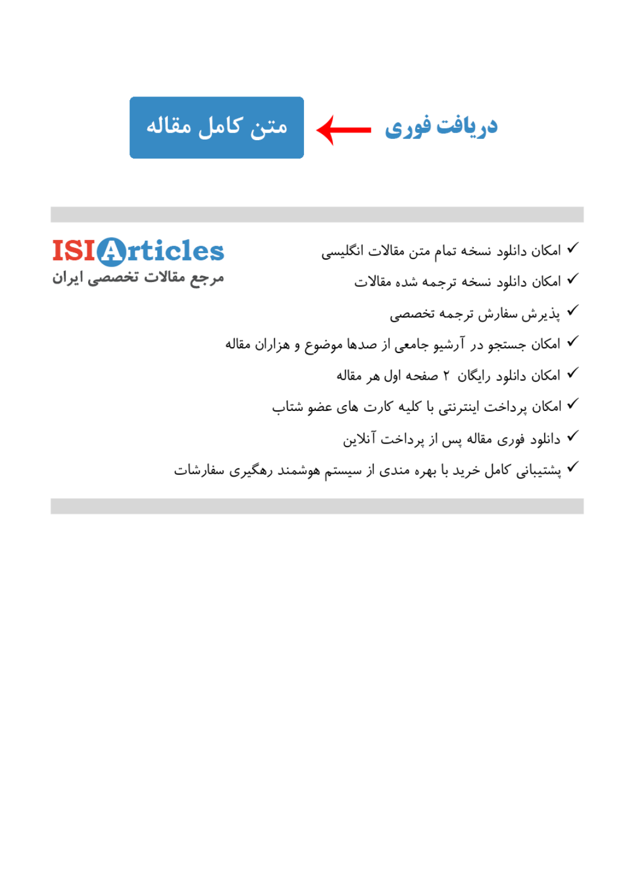دریافت فوری ← متن کامل مقاله

ISIArticles
مرجع مقالات تخصصی ایران

- ✓ امکان دانلود نسخه تمام متن مقالات انگلیسی
- ✓ امکان دانلود نسخه ترجمه شده مقالات
- ✓ پذیرش سفارش ترجمه تخصصی
- ✓ امکان جستجو در آرشیو جامعی از صدها موضوع و هزاران مقاله
- ✓ امکان دانلود رایگان ۲ صفحه اول هر مقاله
- ✓ امکان پرداخت اینترنتی با کلیه کارت های عضو شتاب
- ✓ دانلود فوری مقاله پس از پرداخت آنلاین
- ✓ پشتیبانی کامل خرید با بهره مندی از سیستم هوشمند رهگیری سفارشات